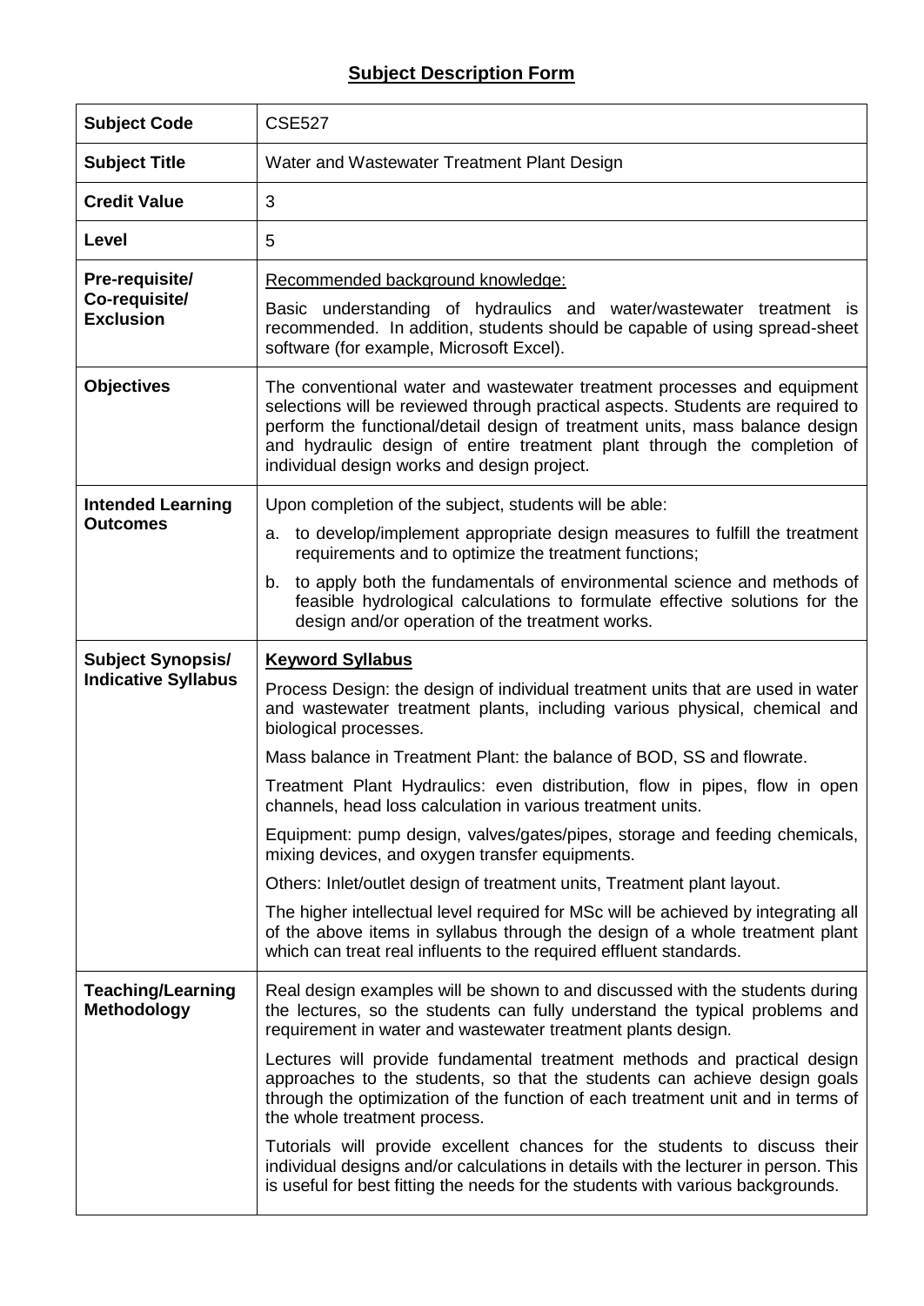# Subject Description Form

| | |
|---|---|
| **Subject Code** | CSE527 |
| **Subject Title** | Water and Wastewater Treatment Plant Design |
| **Credit Value** | 3 |
| **Level** | 5 |
| **Pre-requisite/ Co-requisite/ Exclusion** | Recommended background knowledge:<br><br>Basic understanding of hydraulics and water/wastewater treatment is recommended. In addition, students should be capable of using spread-sheet software (for example, Microsoft Excel). |
| **Objectives** | The conventional water and wastewater treatment processes and equipment selections will be reviewed through practical aspects. Students are required to perform the functional/detail design of treatment units, mass balance design and hydraulic design of entire treatment plant through the completion of individual design works and design project. |
| **Intended Learning Outcomes** | Upon completion of the subject, students will be able:<br><br>a. to develop/implement appropriate design measures to fulfill the treatment requirements and to optimize the treatment functions;<br><br>b. to apply both the fundamentals of environmental science and methods of feasible hydrological calculations to formulate effective solutions for the design and/or operation of the treatment works. |
| **Subject Synopsis/ Indicative Syllabus** | **Keyword Syllabus**<br><br>Process Design: the design of individual treatment units that are used in water and wastewater treatment plants, including various physical, chemical and biological processes.<br><br>Mass balance in Treatment Plant: the balance of BOD, SS and flowrate.<br><br>Treatment Plant Hydraulics: even distribution, flow in pipes, flow in open channels, head loss calculation in various treatment units.<br><br>Equipment: pump design, valves/gates/pipes, storage and feeding chemicals, mixing devices, and oxygen transfer equipments.<br><br>Others: Inlet/outlet design of treatment units, Treatment plant layout.<br><br>The higher intellectual level required for MSc will be achieved by integrating all of the above items in syllabus through the design of a whole treatment plant which can treat real influents to the required effluent standards. |
| **Teaching/Learning Methodology** | Real design examples will be shown to and discussed with the students during the lectures, so the students can fully understand the typical problems and requirement in water and wastewater treatment plants design.<br><br>Lectures will provide fundamental treatment methods and practical design approaches to the students, so that the students can achieve design goals through the optimization of the function of each treatment unit and in terms of the whole treatment process.<br><br>Tutorials will provide excellent chances for the students to discuss their individual designs and/or calculations in details with the lecturer in person. This is useful for best fitting the needs for the students with various backgrounds. |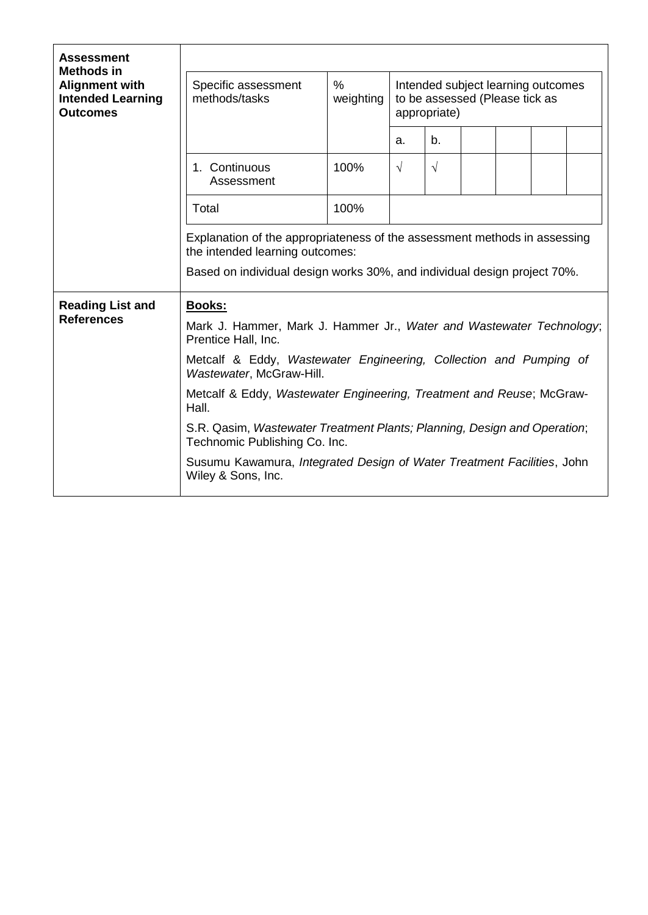**Assessment Methods in Alignment with Intended Learning Outcomes**

| Specific assessment methods/tasks | % weighting | Intended subject learning outcomes to be assessed (Please tick as appropriate) | | | | | |
|---|---|---|---|---|---|---|---|
| | | a. | b. | | | | |
| 1. Continuous Assessment | 100% | √ | √ | | | | |
| Total | 100% | | | | | | |

Explanation of the appropriateness of the assessment methods in assessing the intended learning outcomes:

Based on individual design works 30%, and individual design project 70%.

**Reading List and References**

**Books:**

Mark J. Hammer, Mark J. Hammer Jr., *Water and Wastewater Technology*; Prentice Hall, Inc.

Metcalf & Eddy, *Wastewater Engineering, Collection and Pumping of Wastewater*, McGraw-Hill.

Metcalf & Eddy, *Wastewater Engineering, Treatment and Reuse*; McGraw-Hall.

S.R. Qasim, *Wastewater Treatment Plants; Planning, Design and Operation*; Technomic Publishing Co. Inc.

Susumu Kawamura, *Integrated Design of Water Treatment Facilities*, John Wiley & Sons, Inc.